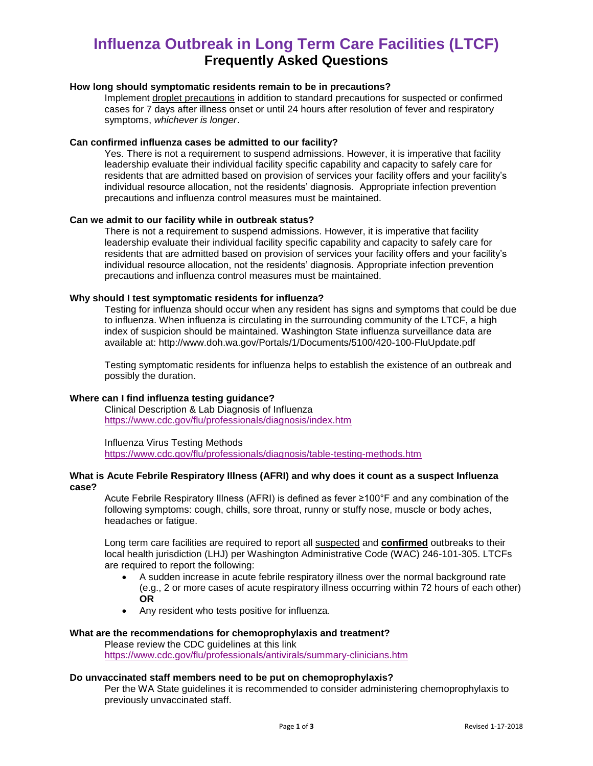# Influenza Outbreak in Long Term Care Facilities (LTCF)

## Frequently Asked Questions

### How long should symptomatic residents remain to be in precautions?

Implement droplet precautions in addition to standard precautions for suspected or confirmed cases for 7 days after illness onset or until 24 hours after resolution of fever and respiratory symptoms, *whichever is longer*.

### Can confirmed influenza cases be admitted to our facility?

Yes. There is not a requirement to suspend admissions. However, it is imperative that facility leadership evaluate their individual facility specific capability and capacity to safely care for residents that are admitted based on provision of services your facility offers and your facility's individual resource allocation, not the residents' diagnosis. Appropriate infection prevention precautions and influenza control measures must be maintained.

### Can we admit to our facility while in outbreak status?

There is not a requirement to suspend admissions. However, it is imperative that facility leadership evaluate their individual facility specific capability and capacity to safely care for residents that are admitted based on provision of services your facility offers and your facility's individual resource allocation, not the residents' diagnosis. Appropriate infection prevention precautions and influenza control measures must be maintained.

### Why should I test symptomatic residents for influenza?

Testing for influenza should occur when any resident has signs and symptoms that could be due to influenza. When influenza is circulating in the surrounding community of the LTCF, a high index of suspicion should be maintained. Washington State influenza surveillance data are available at: http://www.doh.wa.gov/Portals/1/Documents/5100/420-100-FluUpdate.pdf

Testing symptomatic residents for influenza helps to establish the existence of an outbreak and possibly the duration.

### Where can I find influenza testing guidance?

Clinical Description & Lab Diagnosis of Influenza
https://www.cdc.gov/flu/professionals/diagnosis/index.htm

Influenza Virus Testing Methods
https://www.cdc.gov/flu/professionals/diagnosis/table-testing-methods.htm

### What is Acute Febrile Respiratory Illness (AFRI) and why does it count as a suspect Influenza case?

Acute Febrile Respiratory Illness (AFRI) is defined as fever ≥100°F and any combination of the following symptoms: cough, chills, sore throat, runny or stuffy nose, muscle or body aches, headaches or fatigue.

Long term care facilities are required to report all suspected and **confirmed** outbreaks to their local health jurisdiction (LHJ) per Washington Administrative Code (WAC) 246-101-305. LTCFs are required to report the following:

- A sudden increase in acute febrile respiratory illness over the normal background rate (e.g., 2 or more cases of acute respiratory illness occurring within 72 hours of each other) **OR**
- Any resident who tests positive for influenza.

### What are the recommendations for chemoprophylaxis and treatment?

Please review the CDC guidelines at this link
https://www.cdc.gov/flu/professionals/antivirals/summary-clinicians.htm

### Do unvaccinated staff members need to be put on chemoprophylaxis?

Per the WA State guidelines it is recommended to consider administering chemoprophylaxis to previously unvaccinated staff.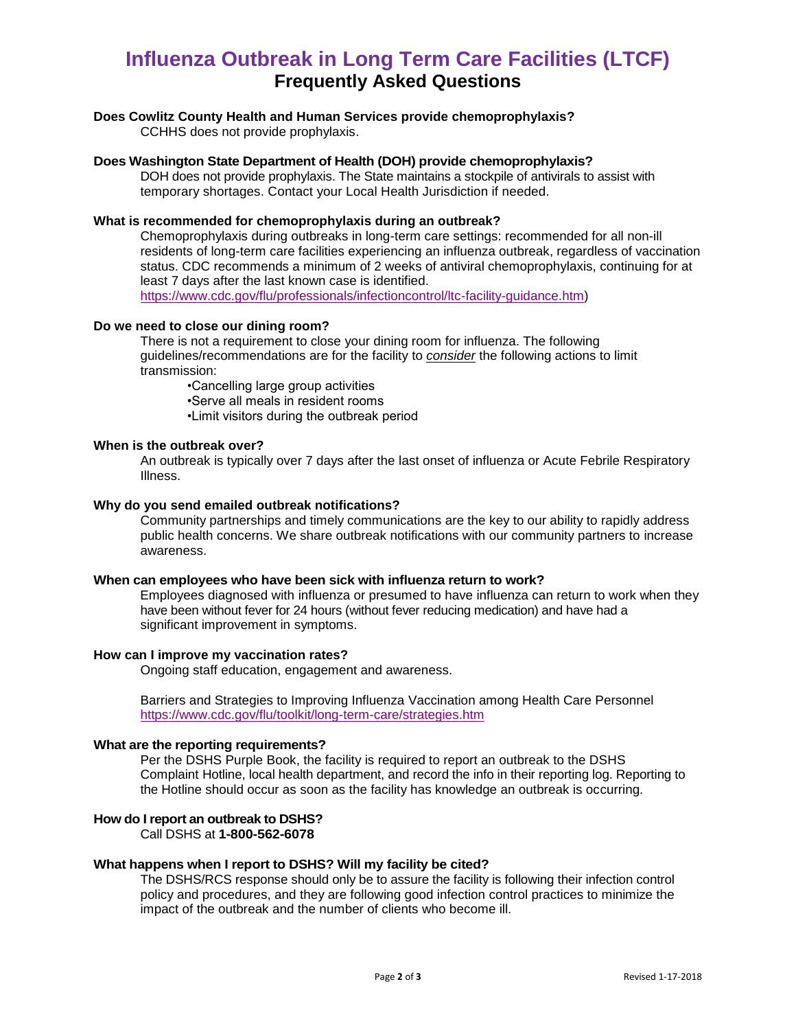# Influenza Outbreak in Long Term Care Facilities (LTCF)

## Frequently Asked Questions

**Does Cowlitz County Health and Human Services provide chemoprophylaxis?**

CCHHS does not provide prophylaxis.

**Does Washington State Department of Health (DOH) provide chemoprophylaxis?**

DOH does not provide prophylaxis. The State maintains a stockpile of antivirals to assist with temporary shortages. Contact your Local Health Jurisdiction if needed.

**What is recommended for chemoprophylaxis during an outbreak?**

Chemoprophylaxis during outbreaks in long-term care settings: recommended for all non-ill residents of long-term care facilities experiencing an influenza outbreak, regardless of vaccination status. CDC recommends a minimum of 2 weeks of antiviral chemoprophylaxis, continuing for at least 7 days after the last known case is identified.
https://www.cdc.gov/flu/professionals/infectioncontrol/ltc-facility-guidance.htm)

**Do we need to close our dining room?**

There is not a requirement to close your dining room for influenza. The following guidelines/recommendations are for the facility to ***consider*** the following actions to limit transmission:

- Cancelling large group activities
- Serve all meals in resident rooms
- Limit visitors during the outbreak period

**When is the outbreak over?**

An outbreak is typically over 7 days after the last onset of influenza or Acute Febrile Respiratory Illness.

**Why do you send emailed outbreak notifications?**

Community partnerships and timely communications are the key to our ability to rapidly address public health concerns. We share outbreak notifications with our community partners to increase awareness.

**When can employees who have been sick with influenza return to work?**

Employees diagnosed with influenza or presumed to have influenza can return to work when they have been without fever for 24 hours (without fever reducing medication) and have had a significant improvement in symptoms.

**How can I improve my vaccination rates?**

Ongoing staff education, engagement and awareness.

Barriers and Strategies to Improving Influenza Vaccination among Health Care Personnel
https://www.cdc.gov/flu/toolkit/long-term-care/strategies.htm

**What are the reporting requirements?**

Per the DSHS Purple Book, the facility is required to report an outbreak to the DSHS Complaint Hotline, local health department, and record the info in their reporting log. Reporting to the Hotline should occur as soon as the facility has knowledge an outbreak is occurring.

**How do I report an outbreak to DSHS?**

Call DSHS at **1-800-562-6078**

**What happens when I report to DSHS? Will my facility be cited?**

The DSHS/RCS response should only be to assure the facility is following their infection control policy and procedures, and they are following good infection control practices to minimize the impact of the outbreak and the number of clients who become ill.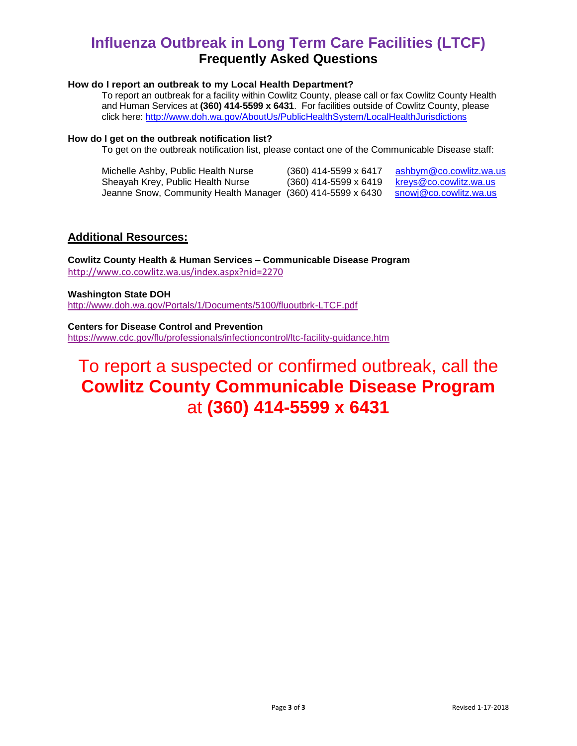# Influenza Outbreak in Long Term Care Facilities (LTCF)
## Frequently Asked Questions

**How do I report an outbreak to my Local Health Department?**

To report an outbreak for a facility within Cowlitz County, please call or fax Cowlitz County Health and Human Services at **(360) 414-5599 x 6431**. For facilities outside of Cowlitz County, please click here: http://www.doh.wa.gov/AboutUs/PublicHealthSystem/LocalHealthJurisdictions

**How do I get on the outbreak notification list?**

To get on the outbreak notification list, please contact one of the Communicable Disease staff:

| | | |
|---|---|---|
| Michelle Ashby, Public Health Nurse | (360) 414-5599 x 6417 | ashbym@co.cowlitz.wa.us |
| Sheayah Krey, Public Health Nurse | (360) 414-5599 x 6419 | kreys@co.cowlitz.wa.us |
| Jeanne Snow, Community Health Manager | (360) 414-5599 x 6430 | snowj@co.cowlitz.wa.us |

## Additional Resources:

**Cowlitz County Health & Human Services – Communicable Disease Program**
http://www.co.cowlitz.wa.us/index.aspx?nid=2270

**Washington State DOH**
http://www.doh.wa.gov/Portals/1/Documents/5100/fluoutbrk-LTCF.pdf

**Centers for Disease Control and Prevention**
https://www.cdc.gov/flu/professionals/infectioncontrol/ltc-facility-guidance.htm

To report a suspected or confirmed outbreak, call the **Cowlitz County Communicable Disease Program** at **(360) 414-5599 x 6431**

Revised 1-17-2018